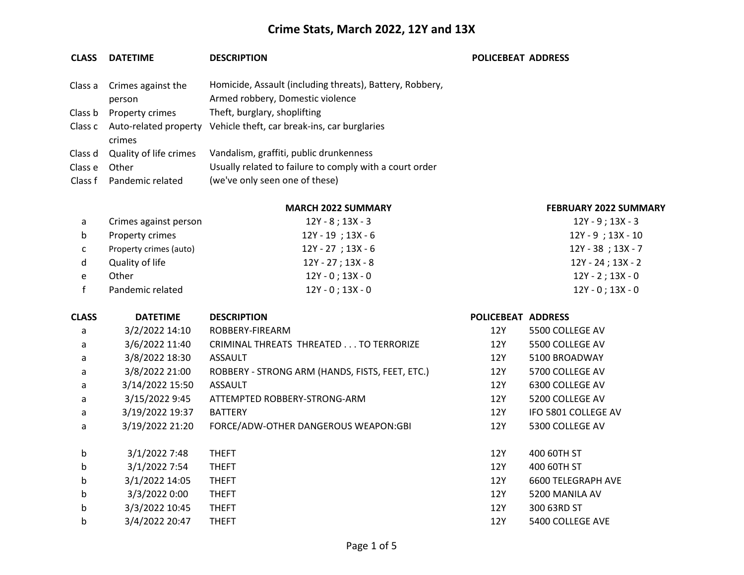# Crime Stats, March 2022, 12Y and 13X

| CLASS | DATETIME | DESCRIPTION | POLICEBEAT | ADDRESS |
|---|---|---|---|---|
| Class a | Crimes against the person | Homicide, Assault (including threats), Battery, Robbery, Armed robbery, Domestic violence | | |
| Class b | Property crimes | Theft, burglary, shoplifting | | |
| Class c | Auto-related property crimes | Vehicle theft, car break-ins, car burglaries | | |
| Class d | Quality of life crimes | Vandalism, graffiti, public drunkenness | | |
| Class e | Other | Usually related to failure to comply with a court order | | |
| Class f | Pandemic related | (we've only seen one of these) | | |

| | | MARCH 2022 SUMMARY | FEBRUARY 2022 SUMMARY |
|---|---|---|---|
| a | Crimes against person | 12Y - 8 ; 13X - 3 | 12Y - 9 ; 13X - 3 |
| b | Property crimes | 12Y - 19 ; 13X - 6 | 12Y - 9 ; 13X - 10 |
| c | Property crimes (auto) | 12Y - 27 ; 13X - 6 | 12Y - 38 ; 13X - 7 |
| d | Quality of life | 12Y - 27 ; 13X - 8 | 12Y - 24 ; 13X - 2 |
| e | Other | 12Y - 0 ; 13X - 0 | 12Y - 2 ; 13X - 0 |
| f | Pandemic related | 12Y - 0 ; 13X - 0 | 12Y - 0 ; 13X - 0 |

| CLASS | DATETIME | DESCRIPTION | POLICEBEAT | ADDRESS |
|---|---|---|---|---|
| a | 3/2/2022 14:10 | ROBBERY-FIREARM | 12Y | 5500 COLLEGE AV |
| a | 3/6/2022 11:40 | CRIMINAL THREATS THREATED . . . TO TERRORIZE | 12Y | 5500 COLLEGE AV |
| a | 3/8/2022 18:30 | ASSAULT | 12Y | 5100 BROADWAY |
| a | 3/8/2022 21:00 | ROBBERY - STRONG ARM (HANDS, FISTS, FEET, ETC.) | 12Y | 5700 COLLEGE AV |
| a | 3/14/2022 15:50 | ASSAULT | 12Y | 6300 COLLEGE AV |
| a | 3/15/2022 9:45 | ATTEMPTED ROBBERY-STRONG-ARM | 12Y | 5200 COLLEGE AV |
| a | 3/19/2022 19:37 | BATTERY | 12Y | IFO 5801 COLLEGE AV |
| a | 3/19/2022 21:20 | FORCE/ADW-OTHER DANGEROUS WEAPON:GBI | 12Y | 5300 COLLEGE AV |
| | | | | |
| b | 3/1/2022 7:48 | THEFT | 12Y | 400 60TH ST |
| b | 3/1/2022 7:54 | THEFT | 12Y | 400 60TH ST |
| b | 3/1/2022 14:05 | THEFT | 12Y | 6600 TELEGRAPH AVE |
| b | 3/3/2022 0:00 | THEFT | 12Y | 5200 MANILA AV |
| b | 3/3/2022 10:45 | THEFT | 12Y | 300 63RD ST |
| b | 3/4/2022 20:47 | THEFT | 12Y | 5400 COLLEGE AVE |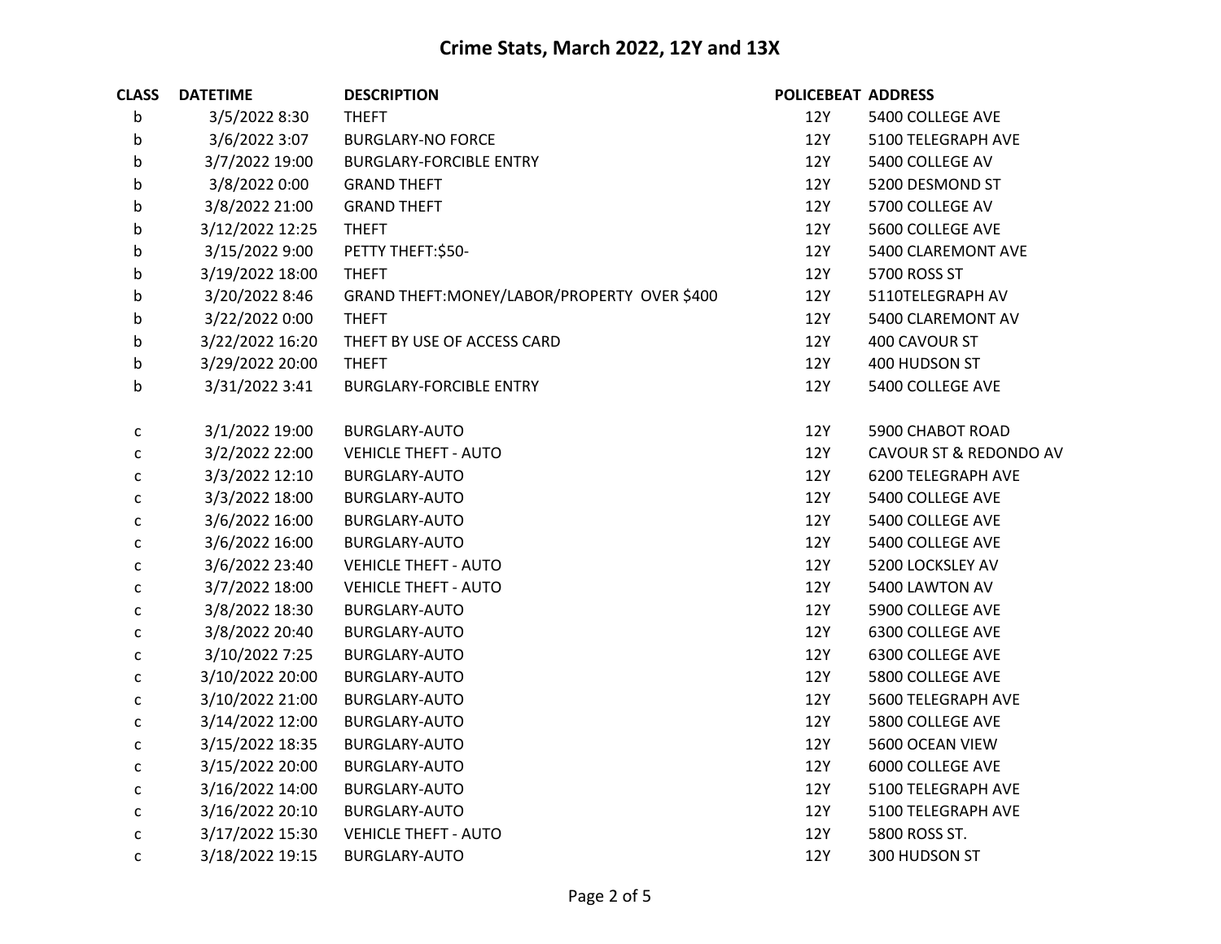# Crime Stats, March 2022, 12Y and 13X

| CLASS | DATETIME | DESCRIPTION | POLICEBEAT | ADDRESS |
|---|---|---|---|---|
| b | 3/5/2022 8:30 | THEFT | 12Y | 5400 COLLEGE AVE |
| b | 3/6/2022 3:07 | BURGLARY-NO FORCE | 12Y | 5100 TELEGRAPH AVE |
| b | 3/7/2022 19:00 | BURGLARY-FORCIBLE ENTRY | 12Y | 5400 COLLEGE AV |
| b | 3/8/2022 0:00 | GRAND THEFT | 12Y | 5200 DESMOND ST |
| b | 3/8/2022 21:00 | GRAND THEFT | 12Y | 5700 COLLEGE AV |
| b | 3/12/2022 12:25 | THEFT | 12Y | 5600 COLLEGE AVE |
| b | 3/15/2022 9:00 | PETTY THEFT:$50- | 12Y | 5400 CLAREMONT AVE |
| b | 3/19/2022 18:00 | THEFT | 12Y | 5700 ROSS ST |
| b | 3/20/2022 8:46 | GRAND THEFT:MONEY/LABOR/PROPERTY OVER $400 | 12Y | 5110TELEGRAPH AV |
| b | 3/22/2022 0:00 | THEFT | 12Y | 5400 CLAREMONT AV |
| b | 3/22/2022 16:20 | THEFT BY USE OF ACCESS CARD | 12Y | 400 CAVOUR ST |
| b | 3/29/2022 20:00 | THEFT | 12Y | 400 HUDSON ST |
| b | 3/31/2022 3:41 | BURGLARY-FORCIBLE ENTRY | 12Y | 5400 COLLEGE AVE |
| c | 3/1/2022 19:00 | BURGLARY-AUTO | 12Y | 5900 CHABOT ROAD |
| c | 3/2/2022 22:00 | VEHICLE THEFT - AUTO | 12Y | CAVOUR ST & REDONDO AV |
| c | 3/3/2022 12:10 | BURGLARY-AUTO | 12Y | 6200 TELEGRAPH AVE |
| c | 3/3/2022 18:00 | BURGLARY-AUTO | 12Y | 5400 COLLEGE AVE |
| c | 3/6/2022 16:00 | BURGLARY-AUTO | 12Y | 5400 COLLEGE AVE |
| c | 3/6/2022 16:00 | BURGLARY-AUTO | 12Y | 5400 COLLEGE AVE |
| c | 3/6/2022 23:40 | VEHICLE THEFT - AUTO | 12Y | 5200 LOCKSLEY AV |
| c | 3/7/2022 18:00 | VEHICLE THEFT - AUTO | 12Y | 5400 LAWTON AV |
| c | 3/8/2022 18:30 | BURGLARY-AUTO | 12Y | 5900 COLLEGE AVE |
| c | 3/8/2022 20:40 | BURGLARY-AUTO | 12Y | 6300 COLLEGE AVE |
| c | 3/10/2022 7:25 | BURGLARY-AUTO | 12Y | 6300 COLLEGE AVE |
| c | 3/10/2022 20:00 | BURGLARY-AUTO | 12Y | 5800 COLLEGE AVE |
| c | 3/10/2022 21:00 | BURGLARY-AUTO | 12Y | 5600 TELEGRAPH AVE |
| c | 3/14/2022 12:00 | BURGLARY-AUTO | 12Y | 5800 COLLEGE AVE |
| c | 3/15/2022 18:35 | BURGLARY-AUTO | 12Y | 5600 OCEAN VIEW |
| c | 3/15/2022 20:00 | BURGLARY-AUTO | 12Y | 6000 COLLEGE AVE |
| c | 3/16/2022 14:00 | BURGLARY-AUTO | 12Y | 5100 TELEGRAPH AVE |
| c | 3/16/2022 20:10 | BURGLARY-AUTO | 12Y | 5100 TELEGRAPH AVE |
| c | 3/17/2022 15:30 | VEHICLE THEFT - AUTO | 12Y | 5800 ROSS ST. |
| c | 3/18/2022 19:15 | BURGLARY-AUTO | 12Y | 300 HUDSON ST |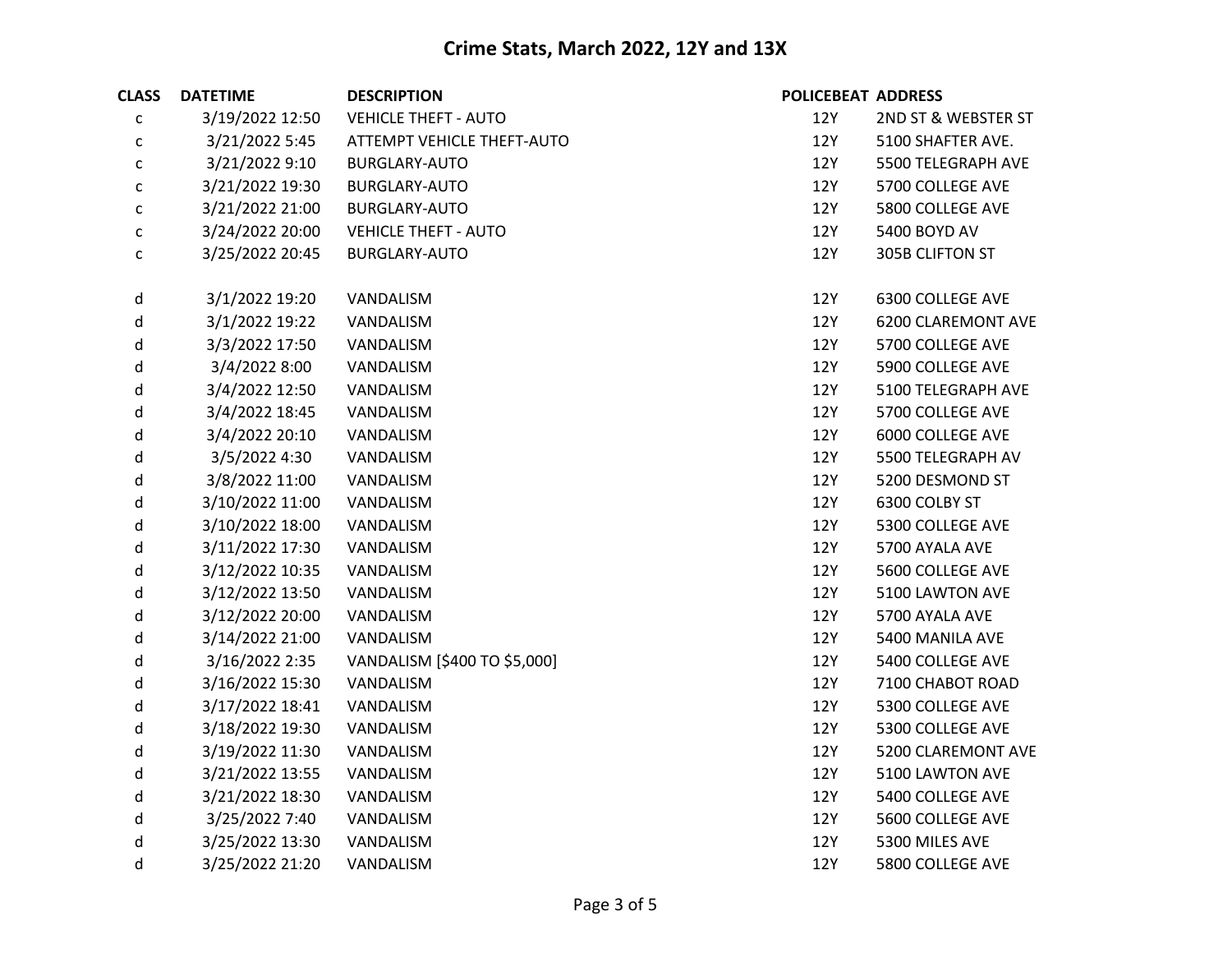# Crime Stats, March 2022, 12Y and 13X

| CLASS | DATETIME | DESCRIPTION | POLICEBEAT | ADDRESS |
|---|---|---|---|---|
| c | 3/19/2022 12:50 | VEHICLE THEFT - AUTO | 12Y | 2ND ST & WEBSTER ST |
| c | 3/21/2022 5:45 | ATTEMPT VEHICLE THEFT-AUTO | 12Y | 5100 SHAFTER AVE. |
| c | 3/21/2022 9:10 | BURGLARY-AUTO | 12Y | 5500 TELEGRAPH AVE |
| c | 3/21/2022 19:30 | BURGLARY-AUTO | 12Y | 5700 COLLEGE AVE |
| c | 3/21/2022 21:00 | BURGLARY-AUTO | 12Y | 5800 COLLEGE AVE |
| c | 3/24/2022 20:00 | VEHICLE THEFT - AUTO | 12Y | 5400 BOYD AV |
| c | 3/25/2022 20:45 | BURGLARY-AUTO | 12Y | 305B CLIFTON ST |
| d | 3/1/2022 19:20 | VANDALISM | 12Y | 6300 COLLEGE AVE |
| d | 3/1/2022 19:22 | VANDALISM | 12Y | 6200 CLAREMONT AVE |
| d | 3/3/2022 17:50 | VANDALISM | 12Y | 5700 COLLEGE AVE |
| d | 3/4/2022 8:00 | VANDALISM | 12Y | 5900 COLLEGE AVE |
| d | 3/4/2022 12:50 | VANDALISM | 12Y | 5100 TELEGRAPH AVE |
| d | 3/4/2022 18:45 | VANDALISM | 12Y | 5700 COLLEGE AVE |
| d | 3/4/2022 20:10 | VANDALISM | 12Y | 6000 COLLEGE AVE |
| d | 3/5/2022 4:30 | VANDALISM | 12Y | 5500 TELEGRAPH AV |
| d | 3/8/2022 11:00 | VANDALISM | 12Y | 5200 DESMOND ST |
| d | 3/10/2022 11:00 | VANDALISM | 12Y | 6300 COLBY ST |
| d | 3/10/2022 18:00 | VANDALISM | 12Y | 5300 COLLEGE AVE |
| d | 3/11/2022 17:30 | VANDALISM | 12Y | 5700 AYALA AVE |
| d | 3/12/2022 10:35 | VANDALISM | 12Y | 5600 COLLEGE AVE |
| d | 3/12/2022 13:50 | VANDALISM | 12Y | 5100 LAWTON AVE |
| d | 3/12/2022 20:00 | VANDALISM | 12Y | 5700 AYALA AVE |
| d | 3/14/2022 21:00 | VANDALISM | 12Y | 5400 MANILA AVE |
| d | 3/16/2022 2:35 | VANDALISM [$400 TO $5,000] | 12Y | 5400 COLLEGE AVE |
| d | 3/16/2022 15:30 | VANDALISM | 12Y | 7100 CHABOT ROAD |
| d | 3/17/2022 18:41 | VANDALISM | 12Y | 5300 COLLEGE AVE |
| d | 3/18/2022 19:30 | VANDALISM | 12Y | 5300 COLLEGE AVE |
| d | 3/19/2022 11:30 | VANDALISM | 12Y | 5200 CLAREMONT AVE |
| d | 3/21/2022 13:55 | VANDALISM | 12Y | 5100 LAWTON AVE |
| d | 3/21/2022 18:30 | VANDALISM | 12Y | 5400 COLLEGE AVE |
| d | 3/25/2022 7:40 | VANDALISM | 12Y | 5600 COLLEGE AVE |
| d | 3/25/2022 13:30 | VANDALISM | 12Y | 5300 MILES AVE |
| d | 3/25/2022 21:20 | VANDALISM | 12Y | 5800 COLLEGE AVE |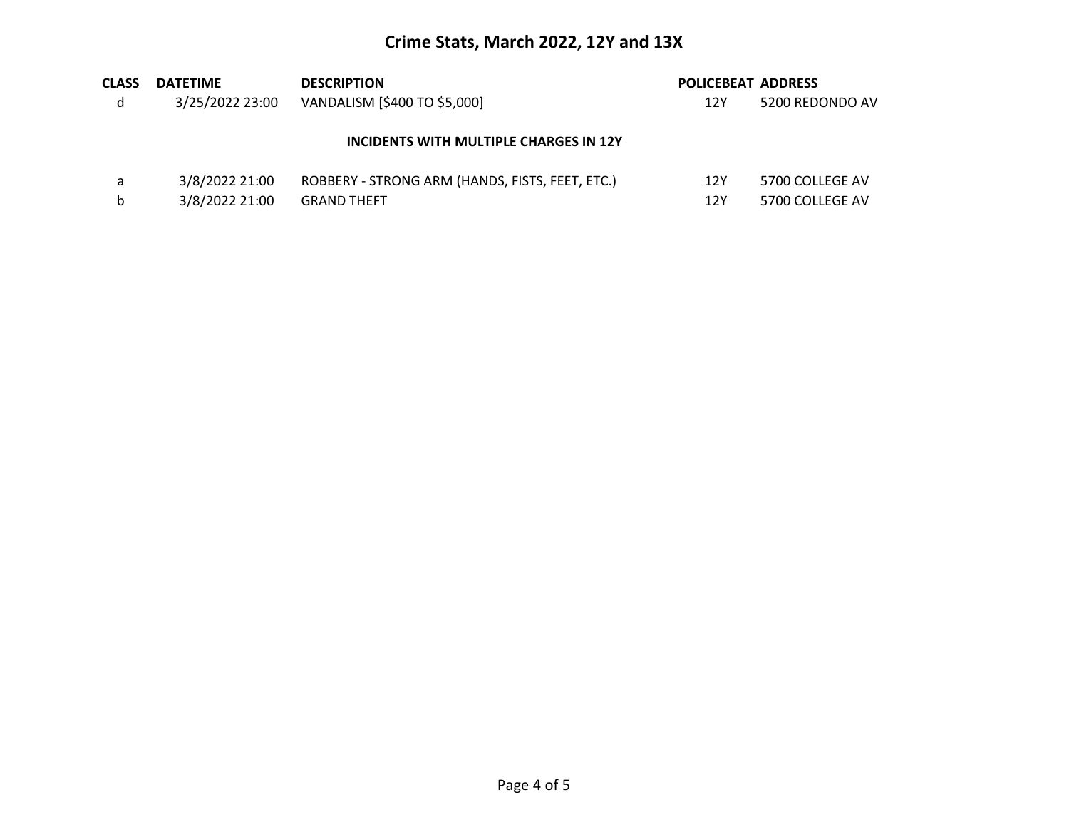# Crime Stats, March 2022, 12Y and 13X

| CLASS | DATETIME | DESCRIPTION | POLICEBEAT | ADDRESS |
|---|---|---|---|---|
| d | 3/25/2022 23:00 | VANDALISM [$400 TO $5,000] | 12Y | 5200 REDONDO AV |

**INCIDENTS WITH MULTIPLE CHARGES IN 12Y**

| CLASS | DATETIME | DESCRIPTION | POLICEBEAT | ADDRESS |
|---|---|---|---|---|
| a | 3/8/2022 21:00 | ROBBERY - STRONG ARM (HANDS, FISTS, FEET, ETC.) | 12Y | 5700 COLLEGE AV |
| b | 3/8/2022 21:00 | GRAND THEFT | 12Y | 5700 COLLEGE AV |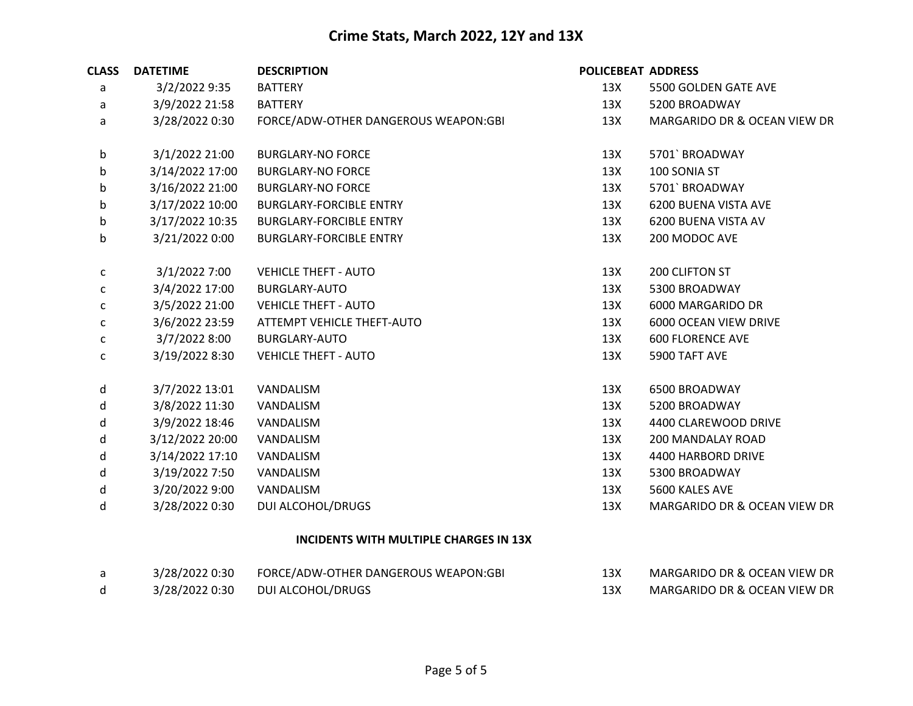# Crime Stats, March 2022, 12Y and 13X

| CLASS | DATETIME | DESCRIPTION | POLICEBEAT | ADDRESS |
|---|---|---|---|---|
| a | 3/2/2022 9:35 | BATTERY | 13X | 5500 GOLDEN GATE AVE |
| a | 3/9/2022 21:58 | BATTERY | 13X | 5200 BROADWAY |
| a | 3/28/2022 0:30 | FORCE/ADW-OTHER DANGEROUS WEAPON:GBI | 13X | MARGARIDO DR & OCEAN VIEW DR |
| b | 3/1/2022 21:00 | BURGLARY-NO FORCE | 13X | 5701` BROADWAY |
| b | 3/14/2022 17:00 | BURGLARY-NO FORCE | 13X | 100 SONIA ST |
| b | 3/16/2022 21:00 | BURGLARY-NO FORCE | 13X | 5701` BROADWAY |
| b | 3/17/2022 10:00 | BURGLARY-FORCIBLE ENTRY | 13X | 6200 BUENA VISTA AVE |
| b | 3/17/2022 10:35 | BURGLARY-FORCIBLE ENTRY | 13X | 6200 BUENA VISTA AV |
| b | 3/21/2022 0:00 | BURGLARY-FORCIBLE ENTRY | 13X | 200 MODOC AVE |
| c | 3/1/2022 7:00 | VEHICLE THEFT - AUTO | 13X | 200 CLIFTON ST |
| c | 3/4/2022 17:00 | BURGLARY-AUTO | 13X | 5300 BROADWAY |
| c | 3/5/2022 21:00 | VEHICLE THEFT - AUTO | 13X | 6000 MARGARIDO DR |
| c | 3/6/2022 23:59 | ATTEMPT VEHICLE THEFT-AUTO | 13X | 6000 OCEAN VIEW DRIVE |
| c | 3/7/2022 8:00 | BURGLARY-AUTO | 13X | 600 FLORENCE AVE |
| c | 3/19/2022 8:30 | VEHICLE THEFT - AUTO | 13X | 5900 TAFT AVE |
| d | 3/7/2022 13:01 | VANDALISM | 13X | 6500 BROADWAY |
| d | 3/8/2022 11:30 | VANDALISM | 13X | 5200 BROADWAY |
| d | 3/9/2022 18:46 | VANDALISM | 13X | 4400 CLAREWOOD DRIVE |
| d | 3/12/2022 20:00 | VANDALISM | 13X | 200 MANDALAY ROAD |
| d | 3/14/2022 17:10 | VANDALISM | 13X | 4400 HARBORD DRIVE |
| d | 3/19/2022 7:50 | VANDALISM | 13X | 5300 BROADWAY |
| d | 3/20/2022 9:00 | VANDALISM | 13X | 5600 KALES AVE |
| d | 3/28/2022 0:30 | DUI ALCOHOL/DRUGS | 13X | MARGARIDO DR & OCEAN VIEW DR |

**INCIDENTS WITH MULTIPLE CHARGES IN 13X**

| | | | | |
|---|---|---|---|---|
| a | 3/28/2022 0:30 | FORCE/ADW-OTHER DANGEROUS WEAPON:GBI | 13X | MARGARIDO DR & OCEAN VIEW DR |
| d | 3/28/2022 0:30 | DUI ALCOHOL/DRUGS | 13X | MARGARIDO DR & OCEAN VIEW DR |